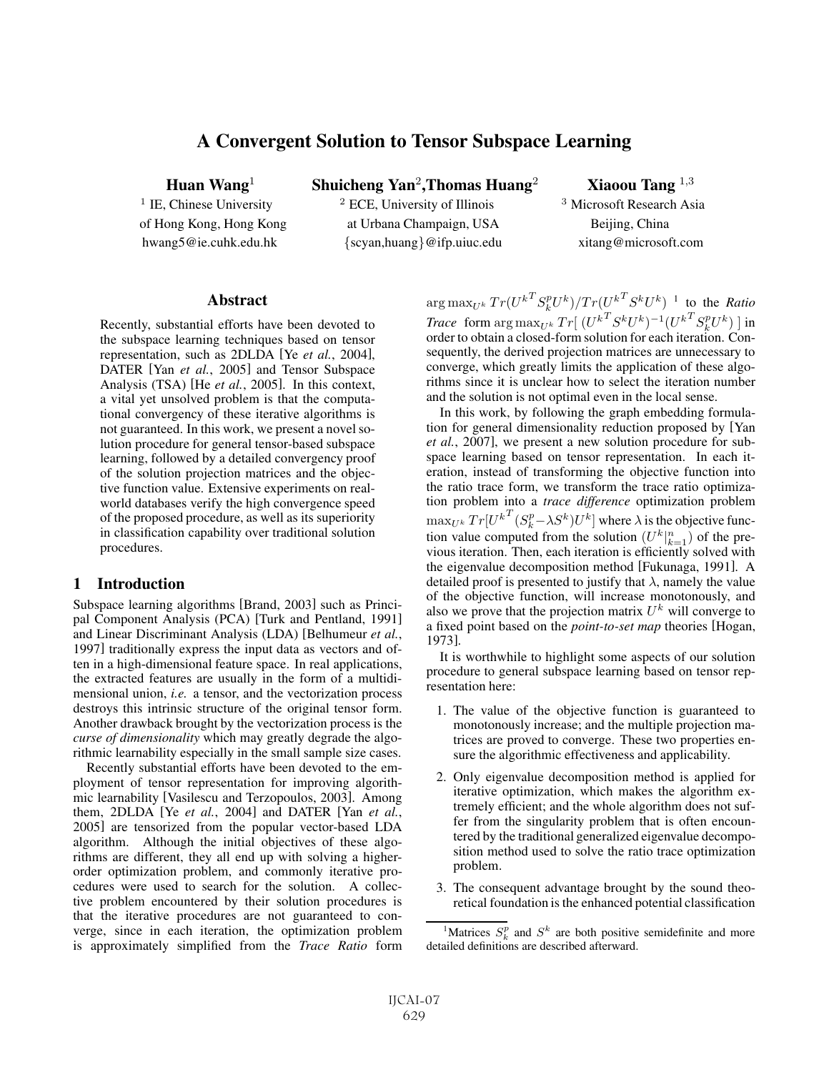# A Convergent Solution to Tensor Subspace Learning

**Huan Wang**[1]
[1] IE, Chinese University of Hong Kong, Hong Kong
hwang5@ie.cuhk.edu.hk

**Shuicheng Yan**[2]**,Thomas Huang**[2]
[2] ECE, University of Illinois at Urbana Champaign, USA
{scyan,huang}@ifp.uiuc.edu

**Xiaoou Tang** [1,3]
[3] Microsoft Research Asia Beijing, China
xitang@microsoft.com

## Abstract

Recently, substantial efforts have been devoted to the subspace learning techniques based on tensor representation, such as 2DLDA [Ye *et al.*, 2004], DATER [Yan *et al.*, 2005] and Tensor Subspace Analysis (TSA) [He *et al.*, 2005]. In this context, a vital yet unsolved problem is that the computational convergency of these iterative algorithms is not guaranteed. In this work, we present a novel solution procedure for general tensor-based subspace learning, followed by a detailed convergency proof of the solution projection matrices and the objective function value. Extensive experiments on real-world databases verify the high convergence speed of the proposed procedure, as well as its superiority in classification capability over traditional solution procedures.

## 1 Introduction

Subspace learning algorithms [Brand, 2003] such as Principal Component Analysis (PCA) [Turk and Pentland, 1991] and Linear Discriminant Analysis (LDA) [Belhumeur *et al.*, 1997] traditionally express the input data as vectors and often in a high-dimensional feature space. In real applications, the extracted features are usually in the form of a multidimensional union, *i.e.* a tensor, and the vectorization process destroys this intrinsic structure of the original tensor form. Another drawback brought by the vectorization process is the *curse of dimensionality* which may greatly degrade the algorithmic learnability especially in the small sample size cases.

Recently substantial efforts have been devoted to the employment of tensor representation for improving algorithmic learnability [Vasilescu and Terzopoulos, 2003]. Among them, 2DLDA [Ye *et al.*, 2004] and DATER [Yan *et al.*, 2005] are tensorized from the popular vector-based LDA algorithm. Although the initial objectives of these algorithms are different, they all end up with solving a higher-order optimization problem, and commonly iterative procedures were used to search for the solution. A collective problem encountered by their solution procedures is that the iterative procedures are not guaranteed to converge, since in each iteration, the optimization problem is approximately simplified from the *Trace Ratio* form $\arg\max_{U^k} Tr({U^k}^T S_k^p U^k)/Tr({U^k}^T S^k U^k)$ [1] to the *Ratio Trace* form $\arg\max_{U^k} Tr[\,({U^k}^T S^k U^k)^{-1}({U^k}^T S_k^p U^k)\,]$ in order to obtain a closed-form solution for each iteration. Consequently, the derived projection matrices are unnecessary to converge, which greatly limits the application of these algorithms since it is unclear how to select the iteration number and the solution is not optimal even in the local sense.

In this work, by following the graph embedding formulation for general dimensionality reduction proposed by [Yan *et al.*, 2007], we present a new solution procedure for subspace learning based on tensor representation. In each iteration, instead of transforming the objective function into the ratio trace form, we transform the trace ratio optimization problem into a *trace difference* optimization problem $\max_{U^k} Tr[{U^k}^T(S_k^p - \lambda S^k)U^k]$ where $\lambda$ is the objective function value computed from the solution ($U^k|_{k=1}^n$) of the previous iteration. Then, each iteration is efficiently solved with the eigenvalue decomposition method [Fukunaga, 1991]. A detailed proof is presented to justify that $\lambda$, namely the value of the objective function, will increase monotonously, and also we prove that the projection matrix $U^k$ will converge to a fixed point based on the *point-to-set map* theories [Hogan, 1973].

It is worthwhile to highlight some aspects of our solution procedure to general subspace learning based on tensor representation here:

1. The value of the objective function is guaranteed to monotonously increase; and the multiple projection matrices are proved to converge. These two properties ensure the algorithmic effectiveness and applicability.
2. Only eigenvalue decomposition method is applied for iterative optimization, which makes the algorithm extremely efficient; and the whole algorithm does not suffer from the singularity problem that is often encountered by the traditional generalized eigenvalue decomposition method used to solve the ratio trace optimization problem.
3. The consequent advantage brought by the sound theoretical foundation is the enhanced potential classification

[1] Matrices $S_k^p$ and $S^k$ are both positive semidefinite and more detailed definitions are described afterward.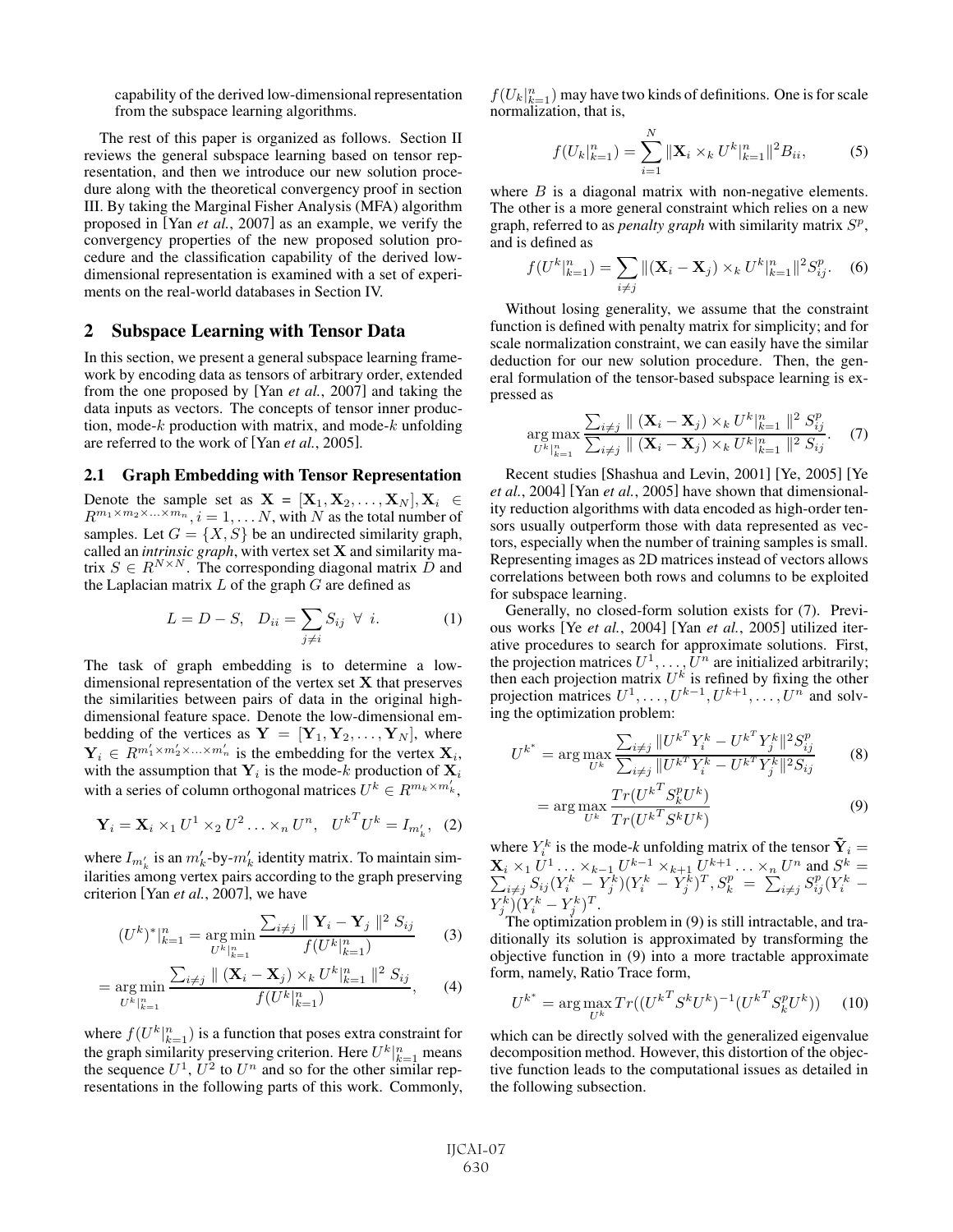capability of the derived low-dimensional representation from the subspace learning algorithms.

The rest of this paper is organized as follows. Section II reviews the general subspace learning based on tensor representation, and then we introduce our new solution procedure along with the theoretical convergency proof in section III. By taking the Marginal Fisher Analysis (MFA) algorithm proposed in [Yan *et al.*, 2007] as an example, we verify the convergency properties of the new proposed solution procedure and the classification capability of the derived low-dimensional representation is examined with a set of experiments on the real-world databases in Section IV.

## 2 Subspace Learning with Tensor Data

In this section, we present a general subspace learning framework by encoding data as tensors of arbitrary order, extended from the one proposed by [Yan *et al.*, 2007] and taking the data inputs as vectors. The concepts of tensor inner production, mode-$k$ production with matrix, and mode-$k$ unfolding are referred to the work of [Yan *et al.*, 2005].

### 2.1 Graph Embedding with Tensor Representation

Denote the sample set as $\mathbf{X} = [\mathbf{X}_1, \mathbf{X}_2, \ldots, \mathbf{X}_N], \mathbf{X}_i \in R^{m_1 \times m_2 \times \ldots \times m_n}, i = 1, \ldots N$, with $N$ as the total number of samples. Let $G = \{X, S\}$ be an undirected similarity graph, called an *intrinsic graph*, with vertex set $\mathbf{X}$ and similarity matrix $S \in R^{N \times N}$. The corresponding diagonal matrix $D$ and the Laplacian matrix $L$ of the graph $G$ are defined as

$$L = D - S, \quad D_{ii} = \sum_{j \neq i} S_{ij} \ \forall \ i. \tag{1}$$

The task of graph embedding is to determine a low-dimensional representation of the vertex set $\mathbf{X}$ that preserves the similarities between pairs of data in the original high-dimensional feature space. Denote the low-dimensional embedding of the vertices as $\mathbf{Y} = [\mathbf{Y}_1, \mathbf{Y}_2, \ldots, \mathbf{Y}_N]$, where $\mathbf{Y}_i \in R^{m'_1 \times m'_2 \times \ldots \times m'_n}$ is the embedding for the vertex $\mathbf{X}_i$, with the assumption that $\mathbf{Y}_i$ is the mode-$k$ production of $\mathbf{X}_i$ with a series of column orthogonal matrices $U^k \in R^{m_k \times m'_k}$,

$$\mathbf{Y}_i = \mathbf{X}_i \times_1 U^1 \times_2 U^2 \ldots \times_n U^n, \quad {U^k}^T U^k = I_{m'_k}, \tag{2}$$

where $I_{m'_k}$ is an $m'_k$-by-$m'_k$ identity matrix. To maintain similarities among vertex pairs according to the graph preserving criterion [Yan *et al.*, 2007], we have

$$(U^k)^*|_{k=1}^n = \arg\min_{U^k|_{k=1}^n} \frac{\sum_{i \neq j} \parallel \mathbf{Y}_i - \mathbf{Y}_j \parallel^2 S_{ij}}{f(U^k|_{k=1}^n)} \tag{3}$$

$$= \arg\min_{U^k|_{k=1}^n} \frac{\sum_{i \neq j} \parallel (\mathbf{X}_i - \mathbf{X}_j) \times_k U^k|_{k=1}^n \parallel^2 S_{ij}}{f(U^k|_{k=1}^n)}, \tag{4}$$

where $f(U^k|_{k=1}^n)$ is a function that poses extra constraint for the graph similarity preserving criterion. Here $U^k|_{k=1}^n$ means the sequence $U^1$, $U^2$ to $U^n$ and so for the other similar representations in the following parts of this work. Commonly, $f(U_k|_{k=1}^n)$ may have two kinds of definitions. One is for scale normalization, that is,

$$f(U_k|_{k=1}^n) = \sum_{i=1}^N \|\mathbf{X}_i \times_k U^k|_{k=1}^n\|^2 B_{ii}, \tag{5}$$

where $B$ is a diagonal matrix with non-negative elements. The other is a more general constraint which relies on a new graph, referred to as *penalty graph* with similarity matrix $S^p$, and is defined as

$$f(U^k|_{k=1}^n) = \sum_{i \neq j} \|(\mathbf{X}_i - \mathbf{X}_j) \times_k U^k|_{k=1}^n\|^2 S_{ij}^p. \tag{6}$$

Without losing generality, we assume that the constraint function is defined with penalty matrix for simplicity; and for scale normalization constraint, we can easily have the similar deduction for our new solution procedure. Then, the general formulation of the tensor-based subspace learning is expressed as

$$\arg\max_{U^k|_{k=1}^n} \frac{\sum_{i \neq j} \parallel (\mathbf{X}_i - \mathbf{X}_j) \times_k U^k|_{k=1}^n \parallel^2 S_{ij}^p}{\sum_{i \neq j} \parallel (\mathbf{X}_i - \mathbf{X}_j) \times_k U^k|_{k=1}^n \parallel^2 S_{ij}}. \tag{7}$$

Recent studies [Shashua and Levin, 2001] [Ye, 2005] [Ye *et al.*, 2004] [Yan *et al.*, 2005] have shown that dimensionality reduction algorithms with data encoded as high-order tensors usually outperform those with data represented as vectors, especially when the number of training samples is small. Representing images as 2D matrices instead of vectors allows correlations between both rows and columns to be exploited for subspace learning.

Generally, no closed-form solution exists for (7). Previous works [Ye *et al.*, 2004] [Yan *et al.*, 2005] utilized iterative procedures to search for approximate solutions. First, the projection matrices $U^1, \ldots, U^n$ are initialized arbitrarily; then each projection matrix $U^k$ is refined by fixing the other projection matrices $U^1, \ldots, U^{k-1}, U^{k+1}, \ldots, U^n$ and solving the optimization problem:

$$U^{k^*} = \arg\max_{U^k} \frac{\sum_{i \neq j} \|{U^k}^T Y_i^k - {U^k}^T Y_j^k\|^2 S_{ij}^p}{\sum_{i \neq j} \|{U^k}^T Y_i^k - {U^k}^T Y_j^k\|^2 S_{ij}} \tag{8}$$

$$= \arg\max_{U^k} \frac{Tr({U^k}^T S_k^p U^k)}{Tr({U^k}^T S^k U^k)} \tag{9}$$

where $Y_i^k$ is the mode-*k* unfolding matrix of the tensor $\tilde{\mathbf{Y}}_i = \mathbf{X}_i \times_1 U^1 \ldots \times_{k-1} U^{k-1} \times_{k+1} U^{k+1} \ldots \times_n U^n$ and $S^k = \sum_{i \neq j} S_{ij}(Y_i^k - Y_j^k)(Y_i^k - Y_j^k)^T, S_k^p = \sum_{i \neq j} S_{ij}^p (Y_i^k - Y_j^k)(Y_i^k - Y_j^k)^T$.

The optimization problem in (9) is still intractable, and traditionally its solution is approximated by transforming the objective function in (9) into a more tractable approximate form, namely, Ratio Trace form,

$$U^{k^*} = \arg\max_{U^k} Tr(({U^k}^T S^k U^k)^{-1}({U^k}^T S_k^p U^k)) \tag{10}$$

which can be directly solved with the generalized eigenvalue decomposition method. However, this distortion of the objective function leads to the computational issues as detailed in the following subsection.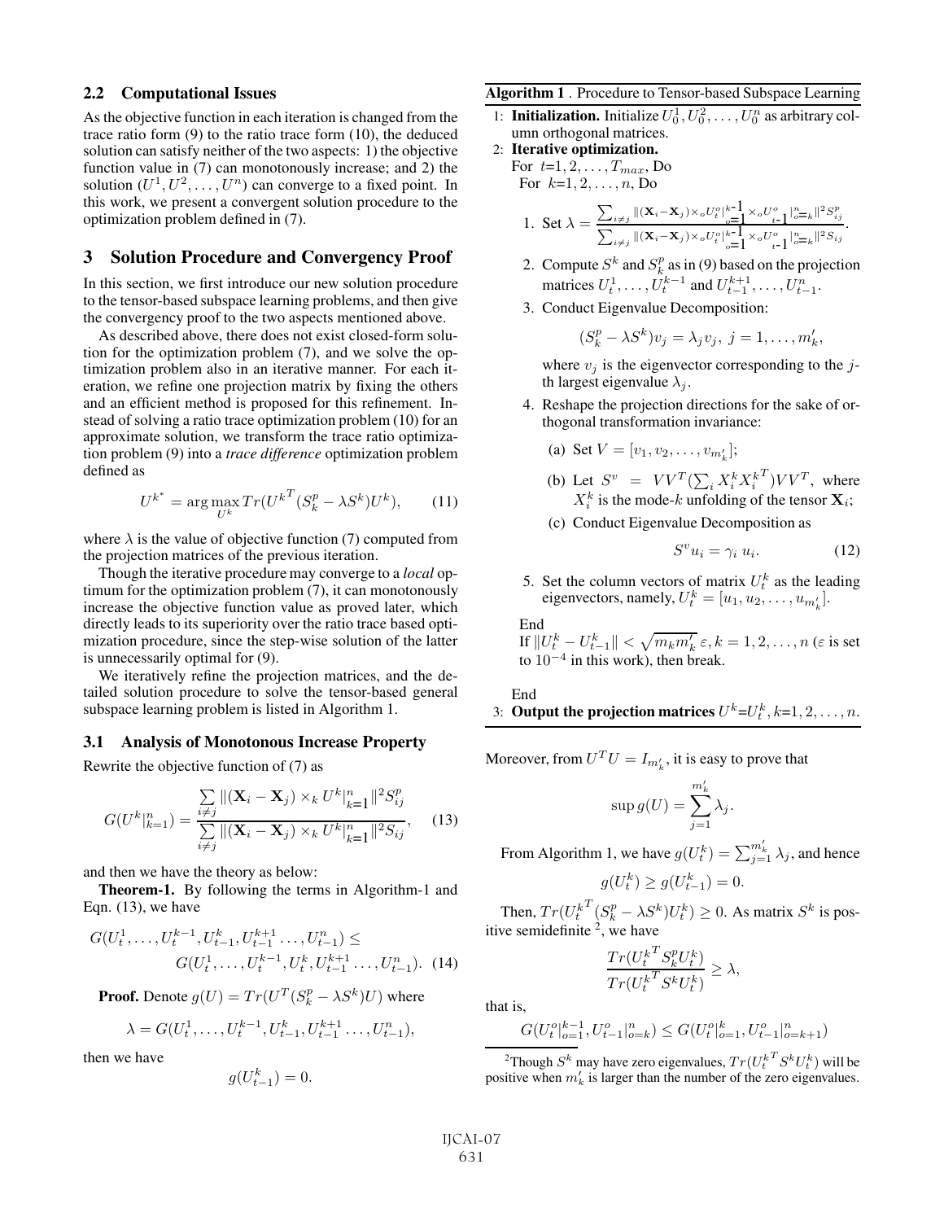### 2.2 Computational Issues

As the objective function in each iteration is changed from the trace ratio form (9) to the ratio trace form (10), the deduced solution can satisfy neither of the two aspects: 1) the objective function value in (7) can monotonously increase; and 2) the solution $(U^1, U^2, \ldots, U^n)$ can converge to a fixed point. In this work, we present a convergent solution procedure to the optimization problem defined in (7).

## 3 Solution Procedure and Convergency Proof

In this section, we first introduce our new solution procedure to the tensor-based subspace learning problems, and then give the convergency proof to the two aspects mentioned above.

As described above, there does not exist closed-form solution for the optimization problem (7), and we solve the optimization problem also in an iterative manner. For each iteration, we refine one projection matrix by fixing the others and an efficient method is proposed for this refinement. Instead of solving a ratio trace optimization problem (10) for an approximate solution, we transform the trace ratio optimization problem (9) into a *trace difference* optimization problem defined as

$$U^{k^*} = \arg\max_{U^k} Tr(U^{k^T}(S_k^p - \lambda S^k)U^k), \qquad (11)$$

where $\lambda$ is the value of objective function (7) computed from the projection matrices of the previous iteration.

Though the iterative procedure may converge to a *local* optimum for the optimization problem (7), it can monotonously increase the objective function value as proved later, which directly leads to its superiority over the ratio trace based optimization procedure, since the step-wise solution of the latter is unnecessarily optimal for (9).

We iteratively refine the projection matrices, and the detailed solution procedure to solve the tensor-based general subspace learning problem is listed in Algorithm 1.

**Algorithm 1** . Procedure to Tensor-based Subspace Learning

1: **Initialization.** Initialize $U_0^1, U_0^2, \ldots, U_0^n$ as arbitrary column orthogonal matrices.

2: **Iterative optimization.**

For $t$=1, 2, ..., $T_{max}$, Do

For $k$=1, 2, ..., $n$, Do

1. Set $\lambda = \frac{\sum_{i\neq j}\|(\mathbf{X}_i - \mathbf{X}_j)\times_o U_t^o|_{o=1}^{k-1}\times_o U_{t-1}^o|_{o=k}^{n}\|^2 S_{ij}^p}{\sum_{i\neq j}\|(\mathbf{X}_i - \mathbf{X}_j)\times_o U_t^o|_{o=1}^{k-1}\times_o U_{t-1}^o|_{o=k}^{n}\|^2 S_{ij}}$.
2. Compute $S^k$ and $S_k^p$ as in (9) based on the projection matrices $U_t^1, \ldots, U_t^{k-1}$ and $U_{t-1}^{k+1}, \ldots, U_{t-1}^n$.
3. Conduct Eigenvalue Decomposition:
$$(S_k^p - \lambda S^k)v_j = \lambda_j v_j,\ j = 1, \ldots, m_k',$$
where $v_j$ is the eigenvector corresponding to the $j$-th largest eigenvalue $\lambda_j$.
4. Reshape the projection directions for the sake of orthogonal transformation invariance:
   (a) Set $V = [v_1, v_2, \ldots, v_{m_k'}]$;
   (b) Let $S^v = VV^T(\sum_i X_i^k X_i^{k^T})VV^T$, where $X_i^k$ is the mode-$k$ unfolding of the tensor $\mathbf{X}_i$;
   (c) Conduct Eigenvalue Decomposition as
$$S^v u_i = \gamma_i\, u_i. \qquad (12)$$
5. Set the column vectors of matrix $U_t^k$ as the leading eigenvectors, namely, $U_t^k = [u_1, u_2, \ldots, u_{m_k'}]$.

End

If $\|U_t^k - U_{t-1}^k\| < \sqrt{m_k m_k'}\,\varepsilon, k = 1, 2, \ldots, n$ ($\varepsilon$ is set to $10^{-4}$ in this work), then break.

End

3: **Output the projection matrices** $U^k$=$U_t^k$, $k$=1, 2, ..., $n$.

### 3.1 Analysis of Monotonous Increase Property

Rewrite the objective function of (7) as

$$G(U^k|_{k=1}^n) = \frac{\sum\limits_{i\neq j}\|(\mathbf{X}_i - \mathbf{X}_j)\times_k U^k|_{k=1}^n\|^2 S_{ij}^p}{\sum\limits_{i\neq j}\|(\mathbf{X}_i - \mathbf{X}_j)\times_k U^k|_{k=1}^n\|^2 S_{ij}}, \qquad (13)$$

and then we have the theory as below:

**Theorem-1.** By following the terms in Algorithm-1 and Eqn. (13), we have

$$G(U_t^1, \ldots, U_t^{k-1}, U_{t-1}^k, U_{t-1}^{k+1}\ldots, U_{t-1}^n) \leq G(U_t^1, \ldots, U_t^{k-1}, U_t^k, U_{t-1}^{k+1}\ldots, U_{t-1}^n). \quad (14)$$

**Proof.** Denote $g(U) = Tr(U^T(S_k^p - \lambda S^k)U)$ where

$$\lambda = G(U_t^1, \ldots, U_t^{k-1}, U_{t-1}^k, U_{t-1}^{k+1}\ldots, U_{t-1}^n),$$

then we have

$$g(U_{t-1}^k) = 0.$$

Moreover, from $U^T U = I_{m_k'}$, it is easy to prove that

$$\sup g(U) = \sum_{j=1}^{m_k'} \lambda_j.$$

From Algorithm 1, we have $g(U_t^k) = \sum_{j=1}^{m_k'} \lambda_j$, and hence

$$g(U_t^k) \geq g(U_{t-1}^k) = 0.$$

Then, $Tr(U_t^{k^T}(S_k^p - \lambda S^k)U_t^k) \geq 0$. As matrix $S^k$ is positive semidefinite [2], we have

$$\frac{Tr(U_t^{k^T} S_k^p U_t^k)}{Tr(U_t^{k^T} S^k U_t^k)} \geq \lambda,$$

that is,

$$G(U_t^o|_{o=1}^{k-1}, U_{t-1}^o|_{o=k}^n) \leq G(U_t^o|_{o=1}^k, U_{t-1}^o|_{o=k+1}^n)$$

[2] Though $S^k$ may have zero eigenvalues, $Tr(U_t^{k^T} S^k U_t^k)$ will be positive when $m_k'$ is larger than the number of the zero eigenvalues.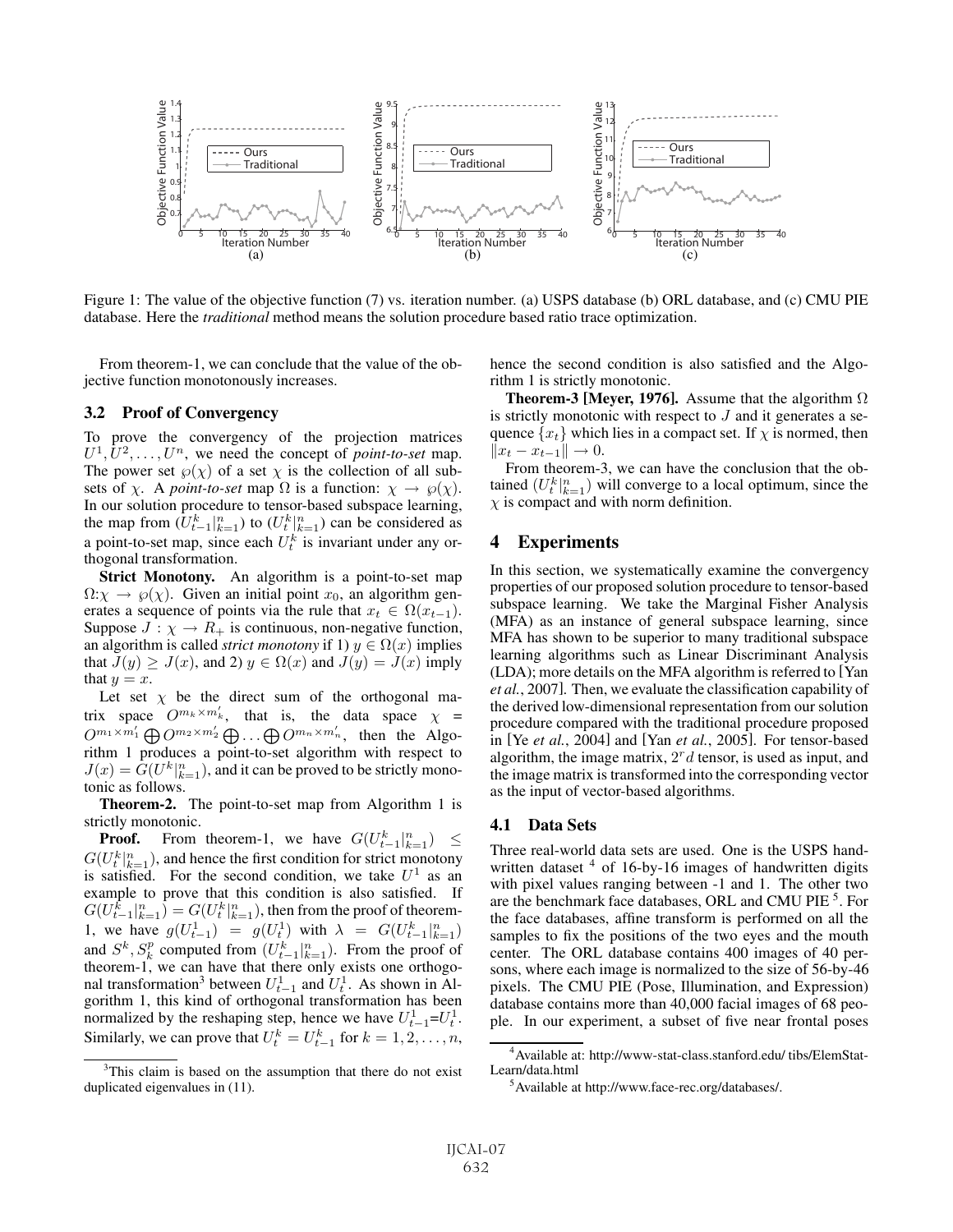Figure 1: The value of the objective function (7) vs. iteration number. (a) USPS database (b) ORL database, and (c) CMU PIE database. Here the *traditional* method means the solution procedure based ratio trace optimization.

From theorem-1, we can conclude that the value of the objective function monotonously increases.

## 3.2 Proof of Convergency

To prove the convergency of the projection matrices $U^1, U^2, \ldots, U^n$, we need the concept of *point-to-set* map. The power set $\wp(\chi)$ of a set $\chi$ is the collection of all subsets of $\chi$. A *point-to-set* map $\Omega$ is a function: $\chi \to \wp(\chi)$. In our solution procedure to tensor-based subspace learning, the map from $(U_{t-1}^k|_{k=1}^n)$ to $(U_t^k|_{k=1}^n)$ can be considered as a point-to-set map, since each $U_t^k$ is invariant under any orthogonal transformation.

**Strict Monotony.** An algorithm is a point-to-set map $\Omega$:$\chi \to \wp(\chi)$. Given an initial point $x_0$, an algorithm generates a sequence of points via the rule that $x_t \in \Omega(x_{t-1})$. Suppose $J : \chi \to R_+$ is continuous, non-negative function, an algorithm is called *strict monotony* if 1) $y \in \Omega(x)$ implies that $J(y) \geq J(x)$, and 2) $y \in \Omega(x)$ and $J(y) = J(x)$ imply that $y = x$.

Let set $\chi$ be the direct sum of the orthogonal matrix space $O^{m_k \times m'_k}$, that is, the data space $\chi = O^{m_1 \times m'_1} \bigoplus O^{m_2 \times m'_2} \bigoplus \ldots \bigoplus O^{m_n \times m'_n}$, then the Algorithm 1 produces a point-to-set algorithm with respect to $J(x) = G(U^k|_{k=1}^n)$, and it can be proved to be strictly monotonic as follows.

**Theorem-2.** The point-to-set map from Algorithm 1 is strictly monotonic.

**Proof.** From theorem-1, we have $G(U_{t-1}^k|_{k=1}^n) \leq G(U_t^k|_{k=1}^n)$, and hence the first condition for strict monotony is satisfied. For the second condition, we take $U^1$ as an example to prove that this condition is also satisfied. If $G(U_{t-1}^k|_{k=1}^n) = G(U_t^k|_{k=1}^n)$, then from the proof of theorem-1, we have $g(U_{t-1}^1) = g(U_t^1)$ with $\lambda = G(U_{t-1}^k|_{k=1}^n)$ and $S^k, S_k^p$ computed from $(U_{t-1}^k|_{k=1}^n)$. From the proof of theorem-1, we can have that there only exists one orthogonal transformation[3] between $U_{t-1}^1$ and $U_t^1$. As shown in Algorithm 1, this kind of orthogonal transformation has been normalized by the reshaping step, hence we have $U_{t-1}^1$=$U_t^1$. Similarly, we can prove that $U_t^k = U_{t-1}^k$ for $k = 1, 2, \ldots, n$, hence the second condition is also satisfied and the Algorithm 1 is strictly monotonic.

**Theorem-3 [Meyer, 1976].** Assume that the algorithm $\Omega$ is strictly monotonic with respect to $J$ and it generates a sequence $\{x_t\}$ which lies in a compact set. If $\chi$ is normed, then $\|x_t - x_{t-1}\| \to 0$.

From theorem-3, we can have the conclusion that the obtained $(U_t^k|_{k=1}^n)$ will converge to a local optimum, since the $\chi$ is compact and with norm definition.

# 4 Experiments

In this section, we systematically examine the convergency properties of our proposed solution procedure to tensor-based subspace learning. We take the Marginal Fisher Analysis (MFA) as an instance of general subspace learning, since MFA has shown to be superior to many traditional subspace learning algorithms such as Linear Discriminant Analysis (LDA); more details on the MFA algorithm is referred to [Yan *et al.*, 2007]. Then, we evaluate the classification capability of the derived low-dimensional representation from our solution procedure compared with the traditional procedure proposed in [Ye *et al.*, 2004] and [Yan *et al.*, 2005]. For tensor-based algorithm, the image matrix, $2^r d$ tensor, is used as input, and the image matrix is transformed into the corresponding vector as the input of vector-based algorithms.

## 4.1 Data Sets

Three real-world data sets are used. One is the USPS handwritten dataset [4] of 16-by-16 images of handwritten digits with pixel values ranging between -1 and 1. The other two are the benchmark face databases, ORL and CMU PIE [5]. For the face databases, affine transform is performed on all the samples to fix the positions of the two eyes and the mouth center. The ORL database contains 400 images of 40 persons, where each image is normalized to the size of 56-by-46 pixels. The CMU PIE (Pose, Illumination, and Expression) database contains more than 40,000 facial images of 68 people. In our experiment, a subset of five near frontal poses

[3] This claim is based on the assumption that there do not exist duplicated eigenvalues in (11).

[4] Available at: http://www-stat-class.stanford.edu/ tibs/ElemStat-Learn/data.html

[5] Available at http://www.face-rec.org/databases/.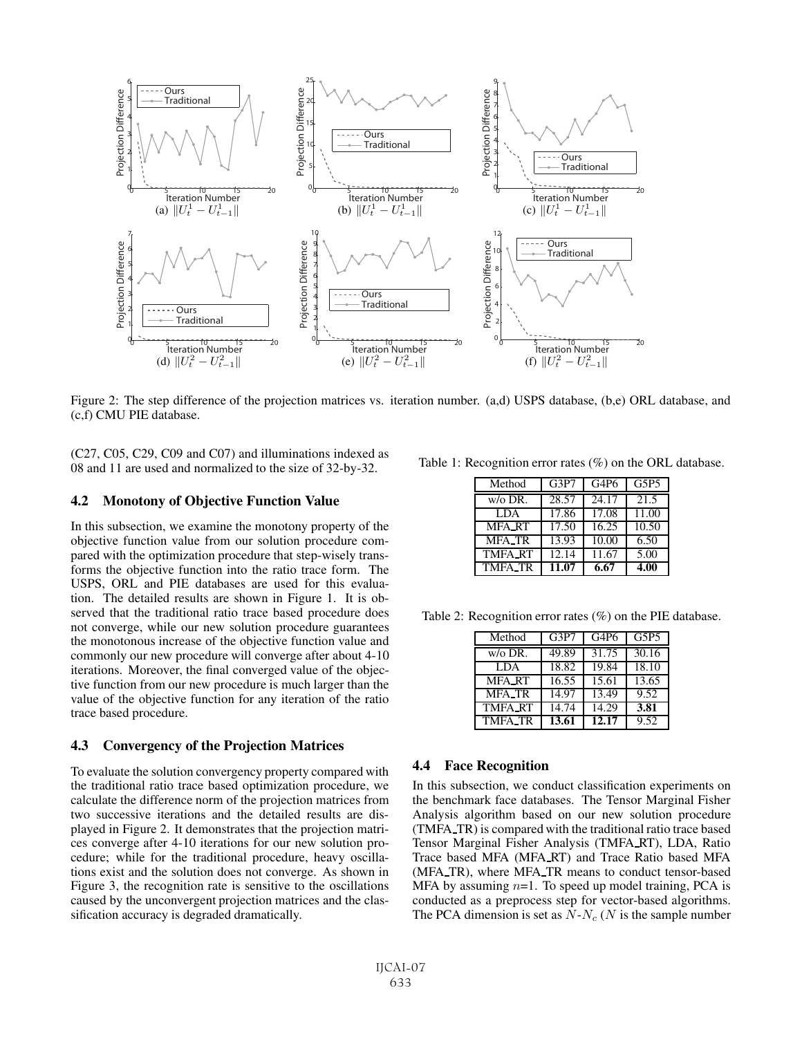Figure 2: The step difference of the projection matrices vs. iteration number. (a,d) USPS database, (b,e) ORL database, and (c,f) CMU PIE database.

(C27, C05, C29, C09 and C07) and illuminations indexed as 08 and 11 are used and normalized to the size of 32-by-32.

### 4.2 Monotony of Objective Function Value

In this subsection, we examine the monotony property of the objective function value from our solution procedure compared with the optimization procedure that step-wisely transforms the objective function into the ratio trace form. The USPS, ORL and PIE databases are used for this evaluation. The detailed results are shown in Figure 1. It is observed that the traditional ratio trace based procedure does not converge, while our new solution procedure guarantees the monotonous increase of the objective function value and commonly our new procedure will converge after about 4-10 iterations. Moreover, the final converged value of the objective function from our new procedure is much larger than the value of the objective function for any iteration of the ratio trace based procedure.

### 4.3 Convergency of the Projection Matrices

To evaluate the solution convergency property compared with the traditional ratio trace based optimization procedure, we calculate the difference norm of the projection matrices from two successive iterations and the detailed results are displayed in Figure 2. It demonstrates that the projection matrices converge after 4-10 iterations for our new solution procedure; while for the traditional procedure, heavy oscillations exist and the solution does not converge. As shown in Figure 3, the recognition rate is sensitive to the oscillations caused by the unconvergent projection matrices and the classification accuracy is degraded dramatically.

Table 1: Recognition error rates (%) on the ORL database.

| Method | G3P7 | G4P6 | G5P5 |
|---|---|---|---|
| w/o DR. | 28.57 | 24.17 | 21.5 |
| LDA | 17.86 | 17.08 | 11.00 |
| MFA_RT | 17.50 | 16.25 | 10.50 |
| MFA_TR | 13.93 | 10.00 | 6.50 |
| TMFA_RT | 12.14 | 11.67 | 5.00 |
| TMFA_TR | **11.07** | **6.67** | **4.00** |

Table 2: Recognition error rates (%) on the PIE database.

| Method | G3P7 | G4P6 | G5P5 |
|---|---|---|---|
| w/o DR. | 49.89 | 31.75 | 30.16 |
| LDA | 18.82 | 19.84 | 18.10 |
| MFA_RT | 16.55 | 15.61 | 13.65 |
| MFA_TR | 14.97 | 13.49 | 9.52 |
| TMFA_RT | 14.74 | 14.29 | **3.81** |
| TMFA_TR | **13.61** | **12.17** | 9.52 |

### 4.4 Face Recognition

In this subsection, we conduct classification experiments on the benchmark face databases. The Tensor Marginal Fisher Analysis algorithm based on our new solution procedure (TMFA_TR) is compared with the traditional ratio trace based Tensor Marginal Fisher Analysis (TMFA_RT), LDA, Ratio Trace based MFA (MFA_RT) and Trace Ratio based MFA (MFA_TR), where MFA_TR means to conduct tensor-based MFA by assuming $n$=1. To speed up model training, PCA is conducted as a preprocess step for vector-based algorithms. The PCA dimension is set as $N$-$N_c$ ($N$ is the sample number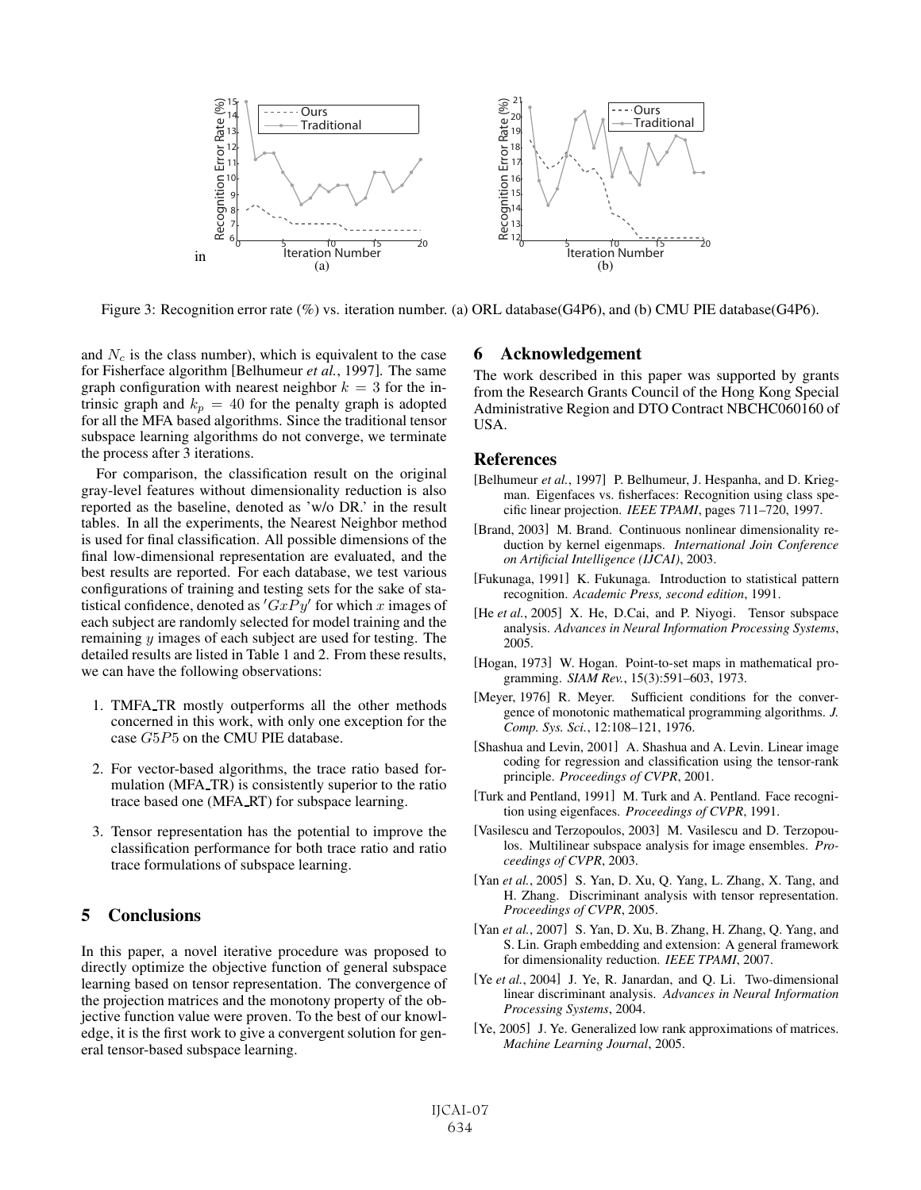Recognition Error Rate (%)
15 14 13 12 11 10 9 8 7 6
0 5 10 15 20
Iteration Number
Ours
Traditional
(a)

in

Recognition Error Rate (%)
21 20 19 18 17 16 15 14 13 12
0 5 10 15 20
Iteration Number
Ours
Traditional
(b)

Figure 3: Recognition error rate (%) vs. iteration number. (a) ORL database(G4P6), and (b) CMU PIE database(G4P6).

and $N_c$ is the class number), which is equivalent to the case for Fisherface algorithm [Belhumeur *et al.*, 1997]. The same graph configuration with nearest neighbor $k = 3$ for the intrinsic graph and $k_p = 40$ for the penalty graph is adopted for all the MFA based algorithms. Since the traditional tensor subspace learning algorithms do not converge, we terminate the process after 3 iterations.

For comparison, the classification result on the original gray-level features without dimensionality reduction is also reported as the baseline, denoted as 'w/o DR.' in the result tables. In all the experiments, the Nearest Neighbor method is used for final classification. All possible dimensions of the final low-dimensional representation are evaluated, and the best results are reported. For each database, we test various configurations of training and testing sets for the sake of statistical confidence, denoted as $'GxPy'$ for which $x$ images of each subject are randomly selected for model training and the remaining $y$ images of each subject are used for testing. The detailed results are listed in Table 1 and 2. From these results, we can have the following observations:

1. TMFA_TR mostly outperforms all the other methods concerned in this work, with only one exception for the case $G5P5$ on the CMU PIE database.
2. For vector-based algorithms, the trace ratio based formulation (MFA_TR) is consistently superior to the ratio trace based one (MFA_RT) for subspace learning.
3. Tensor representation has the potential to improve the classification performance for both trace ratio and ratio trace formulations of subspace learning.

## 5 Conclusions

In this paper, a novel iterative procedure was proposed to directly optimize the objective function of general subspace learning based on tensor representation. The convergence of the projection matrices and the monotony property of the objective function value were proven. To the best of our knowledge, it is the first work to give a convergent solution for general tensor-based subspace learning.

## 6 Acknowledgement

The work described in this paper was supported by grants from the Research Grants Council of the Hong Kong Special Administrative Region and DTO Contract NBCHC060160 of USA.

## References

[Belhumeur *et al.*, 1997] P. Belhumeur, J. Hespanha, and D. Kriegman. Eigenfaces vs. fisherfaces: Recognition using class specific linear projection. *IEEE TPAMI*, pages 711–720, 1997.

[Brand, 2003] M. Brand. Continuous nonlinear dimensionality reduction by kernel eigenmaps. *International Join Conference on Artificial Intelligence (IJCAI)*, 2003.

[Fukunaga, 1991] K. Fukunaga. Introduction to statistical pattern recognition. *Academic Press, second edition*, 1991.

[He *et al.*, 2005] X. He, D.Cai, and P. Niyogi. Tensor subspace analysis. *Advances in Neural Information Processing Systems*, 2005.

[Hogan, 1973] W. Hogan. Point-to-set maps in mathematical programming. *SIAM Rev.*, 15(3):591–603, 1973.

[Meyer, 1976] R. Meyer. Sufficient conditions for the convergence of monotonic mathematical programming algorithms. *J. Comp. Sys. Sci.*, 12:108–121, 1976.

[Shashua and Levin, 2001] A. Shashua and A. Levin. Linear image coding for regression and classification using the tensor-rank principle. *Proceedings of CVPR*, 2001.

[Turk and Pentland, 1991] M. Turk and A. Pentland. Face recognition using eigenfaces. *Proceedings of CVPR*, 1991.

[Vasilescu and Terzopoulos, 2003] M. Vasilescu and D. Terzopoulos. Multilinear subspace analysis for image ensembles. *Proceedings of CVPR*, 2003.

[Yan *et al.*, 2005] S. Yan, D. Xu, Q. Yang, L. Zhang, X. Tang, and H. Zhang. Discriminant analysis with tensor representation. *Proceedings of CVPR*, 2005.

[Yan *et al.*, 2007] S. Yan, D. Xu, B. Zhang, H. Zhang, Q. Yang, and S. Lin. Graph embedding and extension: A general framework for dimensionality reduction. *IEEE TPAMI*, 2007.

[Ye *et al.*, 2004] J. Ye, R. Janardan, and Q. Li. Two-dimensional linear discriminant analysis. *Advances in Neural Information Processing Systems*, 2004.

[Ye, 2005] J. Ye. Generalized low rank approximations of matrices. *Machine Learning Journal*, 2005.